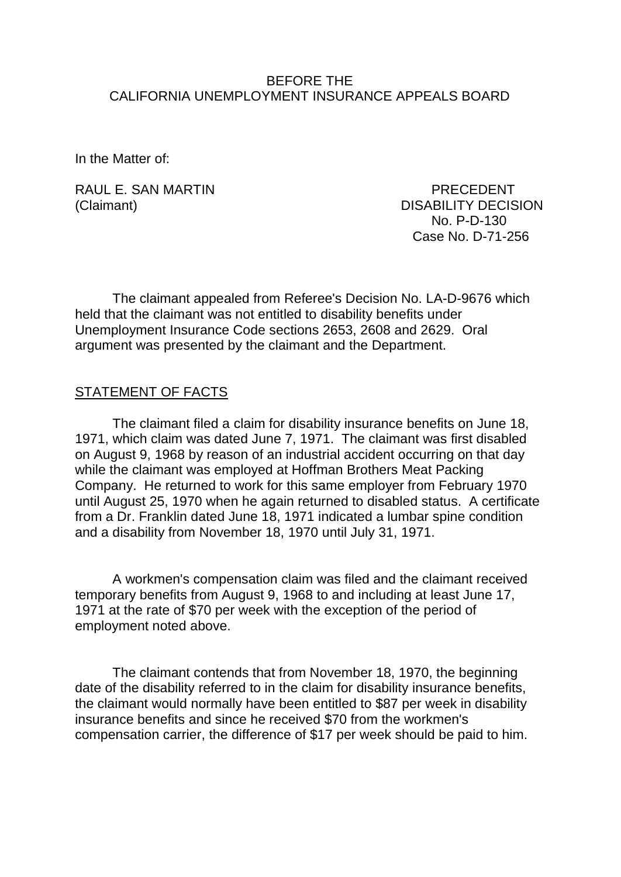BEFORE THE
CALIFORNIA UNEMPLOYMENT INSURANCE APPEALS BOARD

In the Matter of:

RAUL E. SAN MARTIN
(Claimant)

PRECEDENT
DISABILITY DECISION
No. P-D-130
Case No. D-71-256

The claimant appealed from Referee's Decision No. LA-D-9676 which held that the claimant was not entitled to disability benefits under Unemployment Insurance Code sections 2653, 2608 and 2629. Oral argument was presented by the claimant and the Department.

## STATEMENT OF FACTS

The claimant filed a claim for disability insurance benefits on June 18, 1971, which claim was dated June 7, 1971. The claimant was first disabled on August 9, 1968 by reason of an industrial accident occurring on that day while the claimant was employed at Hoffman Brothers Meat Packing Company. He returned to work for this same employer from February 1970 until August 25, 1970 when he again returned to disabled status. A certificate from a Dr. Franklin dated June 18, 1971 indicated a lumbar spine condition and a disability from November 18, 1970 until July 31, 1971.

A workmen's compensation claim was filed and the claimant received temporary benefits from August 9, 1968 to and including at least June 17, 1971 at the rate of $70 per week with the exception of the period of employment noted above.

The claimant contends that from November 18, 1970, the beginning date of the disability referred to in the claim for disability insurance benefits, the claimant would normally have been entitled to $87 per week in disability insurance benefits and since he received $70 from the workmen's compensation carrier, the difference of $17 per week should be paid to him.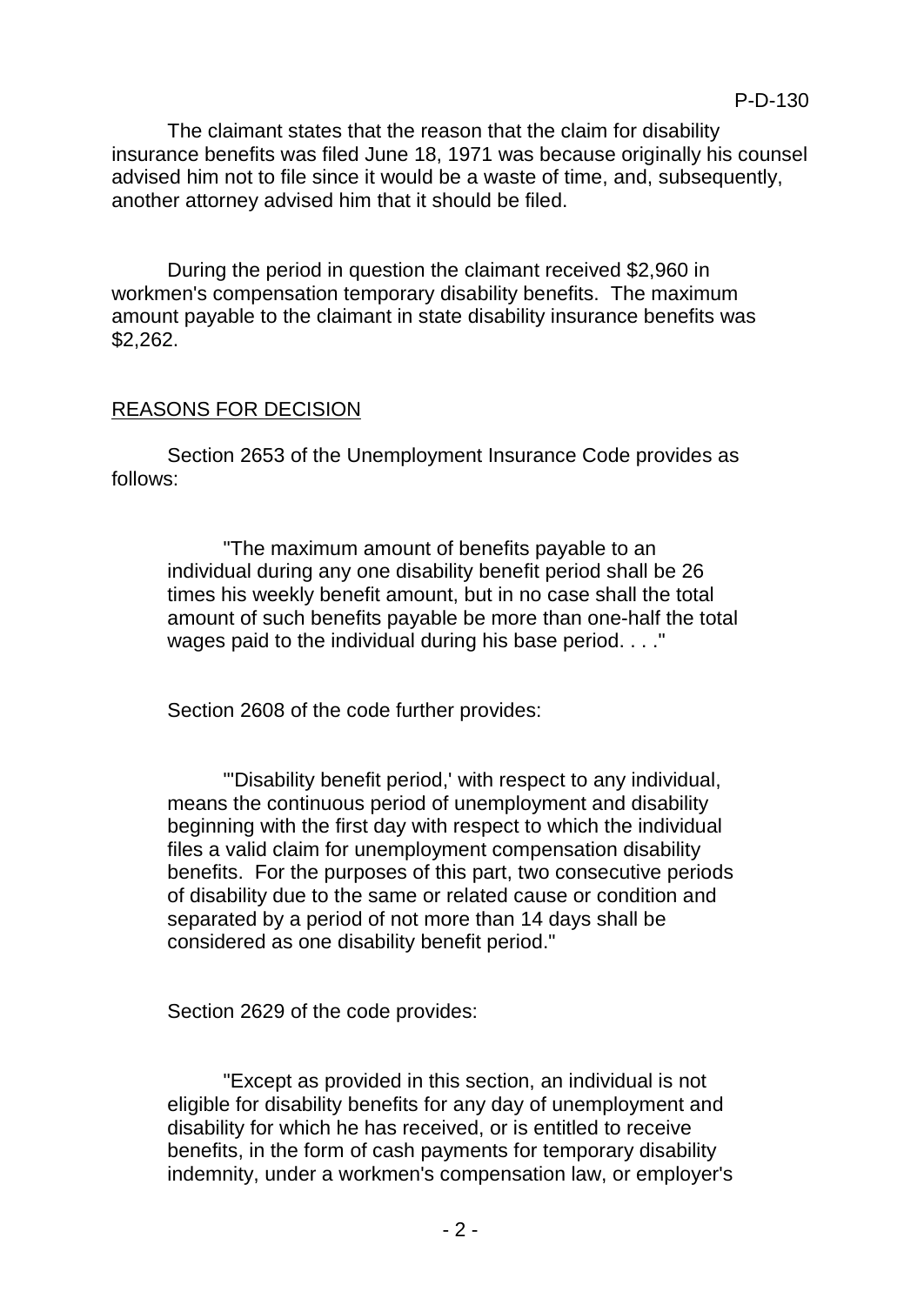The claimant states that the reason that the claim for disability insurance benefits was filed June 18, 1971 was because originally his counsel advised him not to file since it would be a waste of time, and, subsequently, another attorney advised him that it should be filed.

During the period in question the claimant received $2,960 in workmen's compensation temporary disability benefits. The maximum amount payable to the claimant in state disability insurance benefits was $2,262.

## REASONS FOR DECISION

Section 2653 of the Unemployment Insurance Code provides as follows:

> "The maximum amount of benefits payable to an individual during any one disability benefit period shall be 26 times his weekly benefit amount, but in no case shall the total amount of such benefits payable be more than one-half the total wages paid to the individual during his base period. . . ."

Section 2608 of the code further provides:

> "'Disability benefit period,' with respect to any individual, means the continuous period of unemployment and disability beginning with the first day with respect to which the individual files a valid claim for unemployment compensation disability benefits. For the purposes of this part, two consecutive periods of disability due to the same or related cause or condition and separated by a period of not more than 14 days shall be considered as one disability benefit period."

Section 2629 of the code provides:

> "Except as provided in this section, an individual is not eligible for disability benefits for any day of unemployment and disability for which he has received, or is entitled to receive benefits, in the form of cash payments for temporary disability indemnity, under a workmen's compensation law, or employer's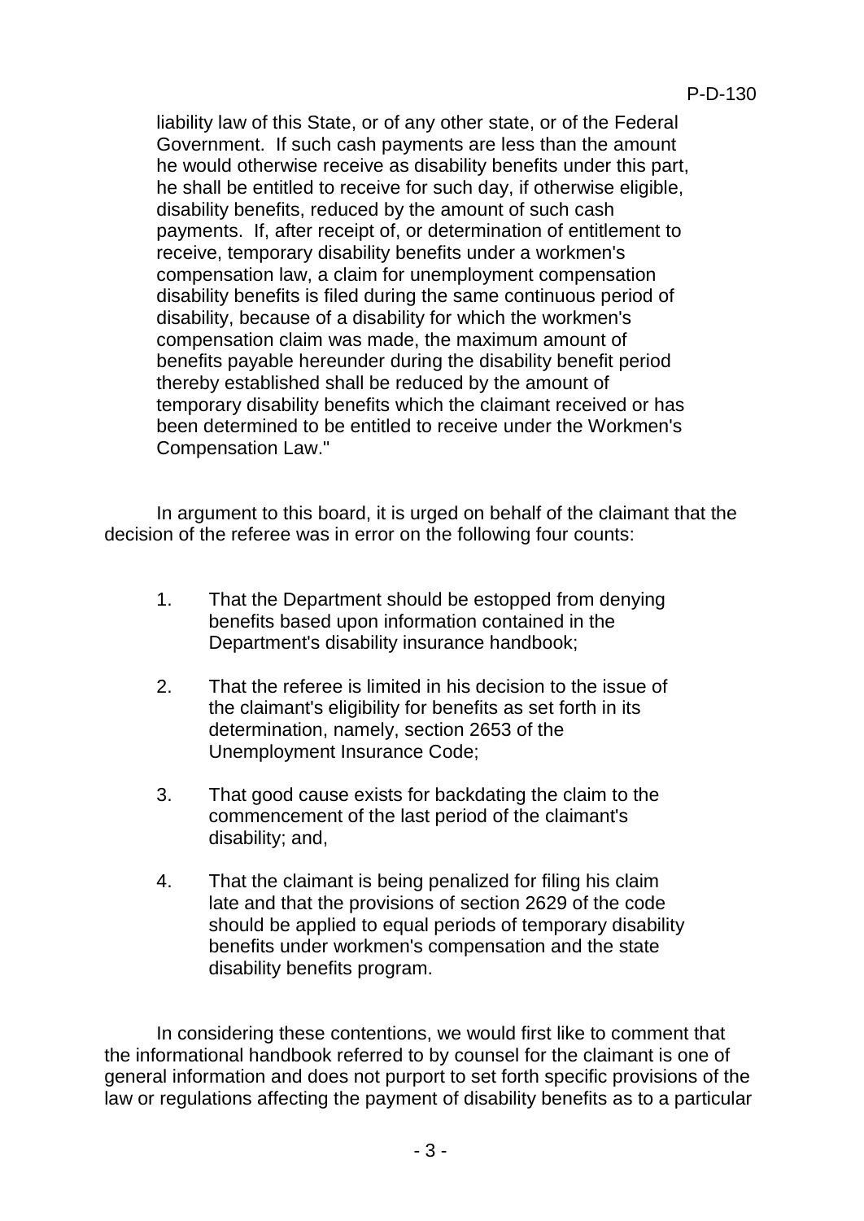liability law of this State, or of any other state, or of the Federal Government. If such cash payments are less than the amount he would otherwise receive as disability benefits under this part, he shall be entitled to receive for such day, if otherwise eligible, disability benefits, reduced by the amount of such cash payments. If, after receipt of, or determination of entitlement to receive, temporary disability benefits under a workmen's compensation law, a claim for unemployment compensation disability benefits is filed during the same continuous period of disability, because of a disability for which the workmen's compensation claim was made, the maximum amount of benefits payable hereunder during the disability benefit period thereby established shall be reduced by the amount of temporary disability benefits which the claimant received or has been determined to be entitled to receive under the Workmen's Compensation Law."

In argument to this board, it is urged on behalf of the claimant that the decision of the referee was in error on the following four counts:

1. That the Department should be estopped from denying benefits based upon information contained in the Department's disability insurance handbook;

2. That the referee is limited in his decision to the issue of the claimant's eligibility for benefits as set forth in its determination, namely, section 2653 of the Unemployment Insurance Code;

3. That good cause exists for backdating the claim to the commencement of the last period of the claimant's disability; and,

4. That the claimant is being penalized for filing his claim late and that the provisions of section 2629 of the code should be applied to equal periods of temporary disability benefits under workmen's compensation and the state disability benefits program.

In considering these contentions, we would first like to comment that the informational handbook referred to by counsel for the claimant is one of general information and does not purport to set forth specific provisions of the law or regulations affecting the payment of disability benefits as to a particular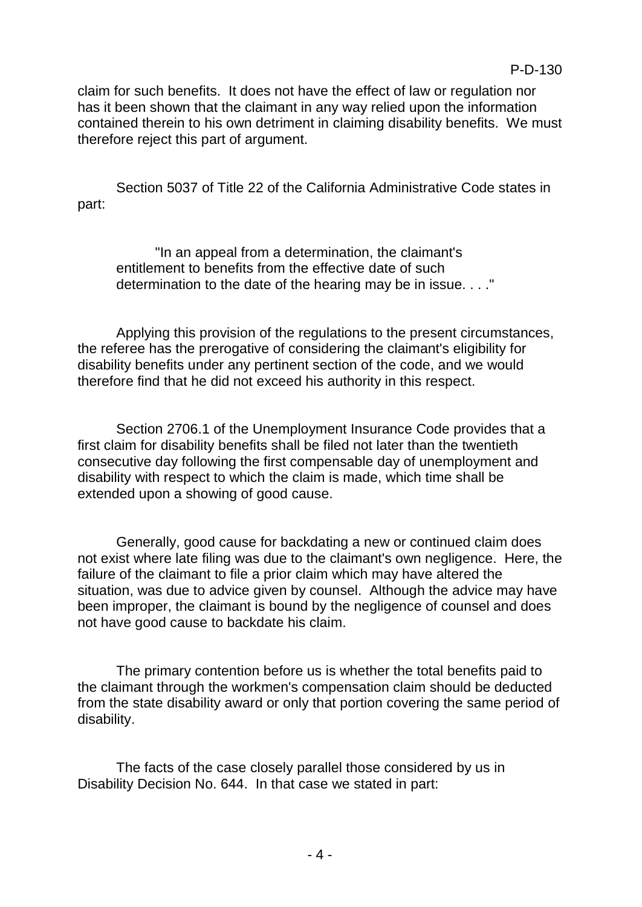claim for such benefits. It does not have the effect of law or regulation nor has it been shown that the claimant in any way relied upon the information contained therein to his own detriment in claiming disability benefits. We must therefore reject this part of argument.

Section 5037 of Title 22 of the California Administrative Code states in part:

> "In an appeal from a determination, the claimant's entitlement to benefits from the effective date of such determination to the date of the hearing may be in issue. . . ."

Applying this provision of the regulations to the present circumstances, the referee has the prerogative of considering the claimant's eligibility for disability benefits under any pertinent section of the code, and we would therefore find that he did not exceed his authority in this respect.

Section 2706.1 of the Unemployment Insurance Code provides that a first claim for disability benefits shall be filed not later than the twentieth consecutive day following the first compensable day of unemployment and disability with respect to which the claim is made, which time shall be extended upon a showing of good cause.

Generally, good cause for backdating a new or continued claim does not exist where late filing was due to the claimant's own negligence. Here, the failure of the claimant to file a prior claim which may have altered the situation, was due to advice given by counsel. Although the advice may have been improper, the claimant is bound by the negligence of counsel and does not have good cause to backdate his claim.

The primary contention before us is whether the total benefits paid to the claimant through the workmen's compensation claim should be deducted from the state disability award or only that portion covering the same period of disability.

The facts of the case closely parallel those considered by us in Disability Decision No. 644. In that case we stated in part: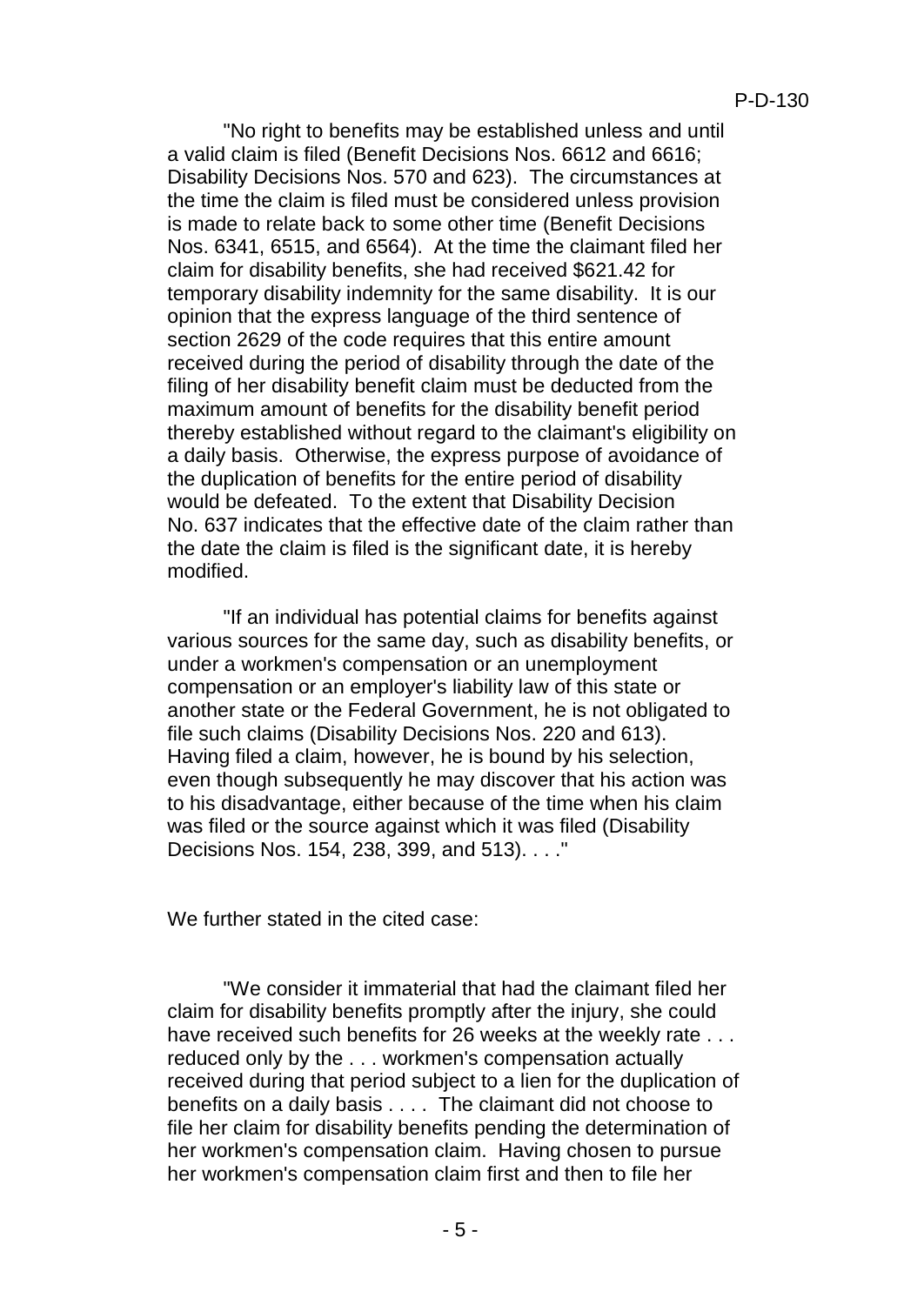"No right to benefits may be established unless and until a valid claim is filed (Benefit Decisions Nos. 6612 and 6616; Disability Decisions Nos. 570 and 623). The circumstances at the time the claim is filed must be considered unless provision is made to relate back to some other time (Benefit Decisions Nos. 6341, 6515, and 6564). At the time the claimant filed her claim for disability benefits, she had received $621.42 for temporary disability indemnity for the same disability. It is our opinion that the express language of the third sentence of section 2629 of the code requires that this entire amount received during the period of disability through the date of the filing of her disability benefit claim must be deducted from the maximum amount of benefits for the disability benefit period thereby established without regard to the claimant's eligibility on a daily basis. Otherwise, the express purpose of avoidance of the duplication of benefits for the entire period of disability would be defeated. To the extent that Disability Decision No. 637 indicates that the effective date of the claim rather than the date the claim is filed is the significant date, it is hereby modified.

"If an individual has potential claims for benefits against various sources for the same day, such as disability benefits, or under a workmen's compensation or an unemployment compensation or an employer's liability law of this state or another state or the Federal Government, he is not obligated to file such claims (Disability Decisions Nos. 220 and 613). Having filed a claim, however, he is bound by his selection, even though subsequently he may discover that his action was to his disadvantage, either because of the time when his claim was filed or the source against which it was filed (Disability Decisions Nos. 154, 238, 399, and 513). . . ."

We further stated in the cited case:

"We consider it immaterial that had the claimant filed her claim for disability benefits promptly after the injury, she could have received such benefits for 26 weeks at the weekly rate . . . reduced only by the . . . workmen's compensation actually received during that period subject to a lien for the duplication of benefits on a daily basis . . . . The claimant did not choose to file her claim for disability benefits pending the determination of her workmen's compensation claim. Having chosen to pursue her workmen's compensation claim first and then to file her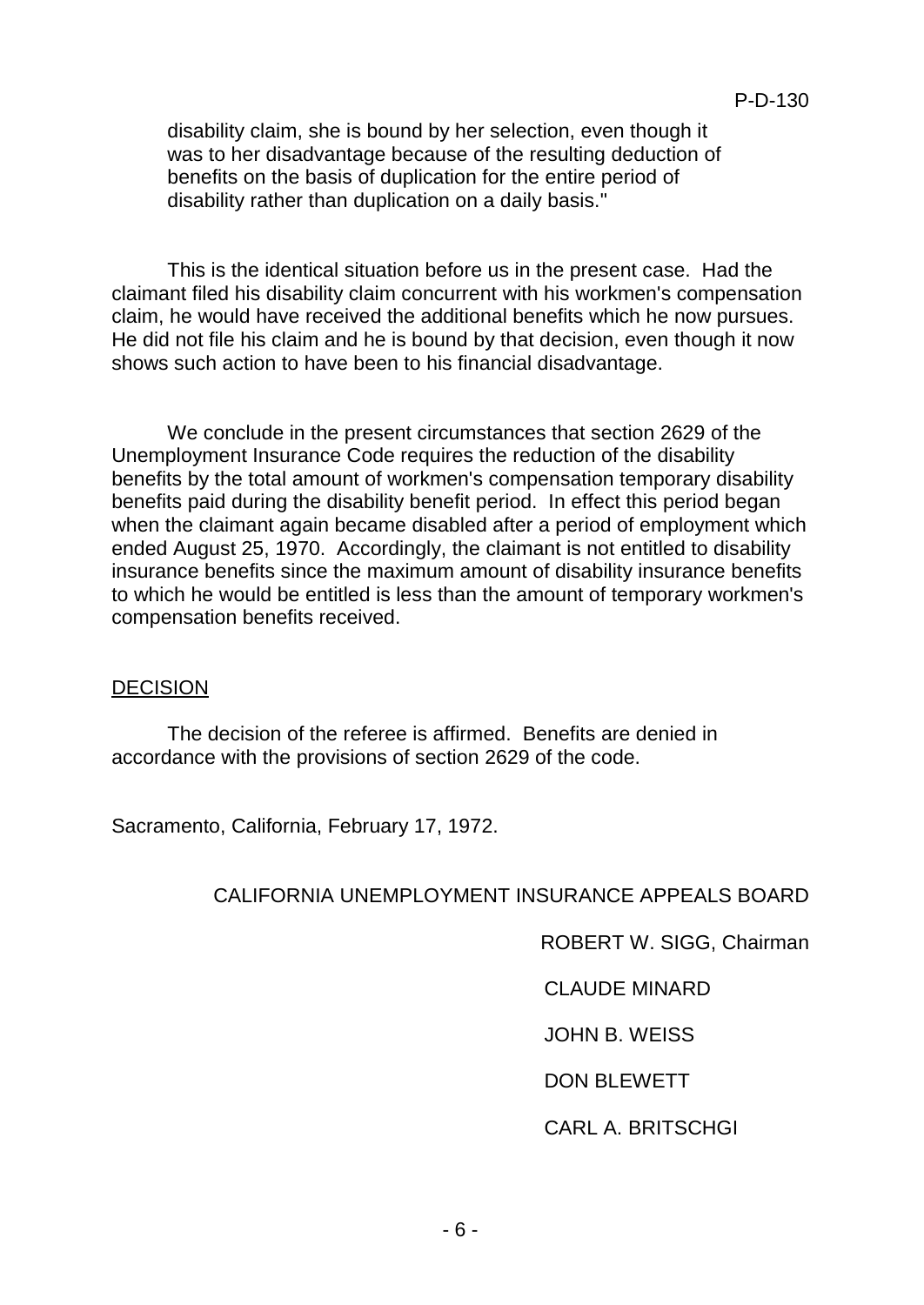> disability claim, she is bound by her selection, even though it was to her disadvantage because of the resulting deduction of benefits on the basis of duplication for the entire period of disability rather than duplication on a daily basis."

This is the identical situation before us in the present case. Had the claimant filed his disability claim concurrent with his workmen's compensation claim, he would have received the additional benefits which he now pursues. He did not file his claim and he is bound by that decision, even though it now shows such action to have been to his financial disadvantage.

We conclude in the present circumstances that section 2629 of the Unemployment Insurance Code requires the reduction of the disability benefits by the total amount of workmen's compensation temporary disability benefits paid during the disability benefit period. In effect this period began when the claimant again became disabled after a period of employment which ended August 25, 1970. Accordingly, the claimant is not entitled to disability insurance benefits since the maximum amount of disability insurance benefits to which he would be entitled is less than the amount of temporary workmen's compensation benefits received.

DECISION

The decision of the referee is affirmed. Benefits are denied in accordance with the provisions of section 2629 of the code.

Sacramento, California, February 17, 1972.

CALIFORNIA UNEMPLOYMENT INSURANCE APPEALS BOARD

ROBERT W. SIGG, Chairman

CLAUDE MINARD

JOHN B. WEISS

DON BLEWETT

CARL A. BRITSCHGI